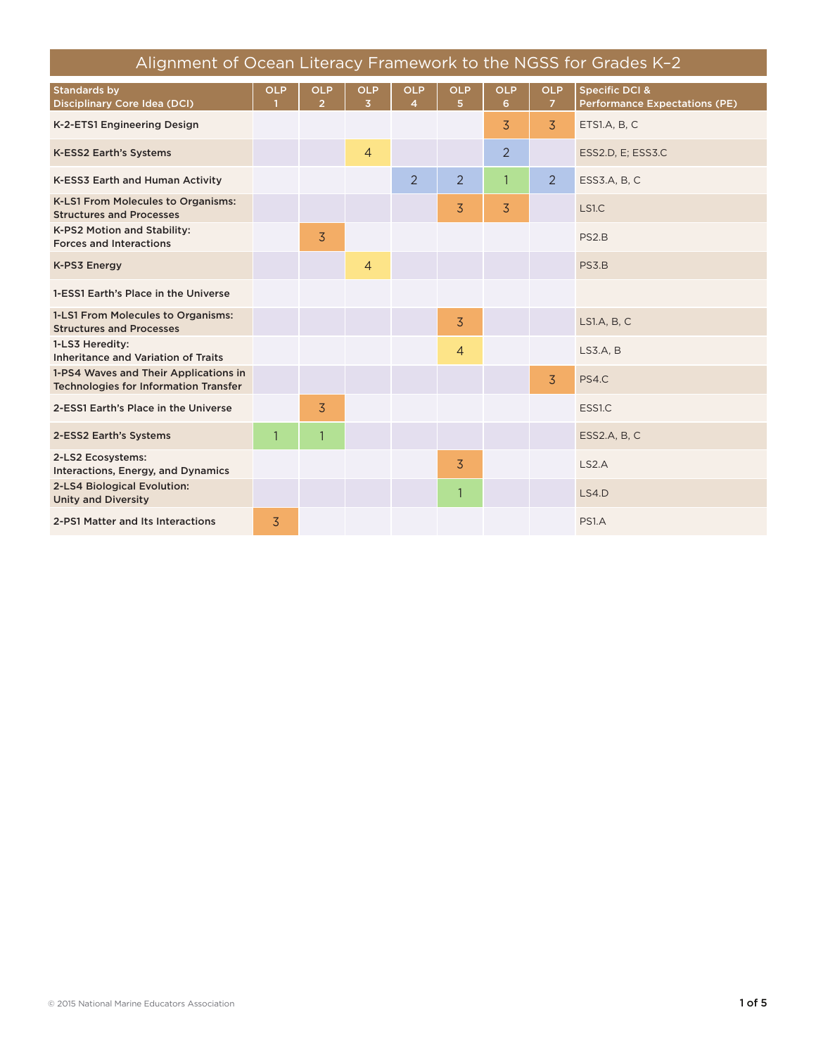# Alignment of Ocean Literacy Framework to the NGSS for Grades K–2

| Standards by Disciplinary Core Idea (DCI) | OLP 1 | OLP 2 | OLP 3 | OLP 4 | OLP 5 | OLP 6 | OLP 7 | Specific DCI & Performance Expectations (PE) |
|---|---|---|---|---|---|---|---|---|
| K-2-ETS1 Engineering Design | | | | | | 3 | 3 | ETS1.A, B, C |
| K-ESS2 Earth's Systems | | | 4 | | | 2 | | ESS2.D, E; ESS3.C |
| K-ESS3 Earth and Human Activity | | | | 2 | 2 | 1 | 2 | ESS3.A, B, C |
| K-LS1 From Molecules to Organisms: Structures and Processes | | | | | 3 | 3 | | LS1.C |
| K-PS2 Motion and Stability: Forces and Interactions | | 3 | | | | | | PS2.B |
| K-PS3 Energy | | | 4 | | | | | PS3.B |
| 1-ESS1 Earth's Place in the Universe | | | | | | | | |
| 1-LS1 From Molecules to Organisms: Structures and Processes | | | | | 3 | | | LS1.A, B, C |
| 1-LS3 Heredity: Inheritance and Variation of Traits | | | | | 4 | | | LS3.A, B |
| 1-PS4 Waves and Their Applications in Technologies for Information Transfer | | | | | | | 3 | PS4.C |
| 2-ESS1 Earth's Place in the Universe | | 3 | | | | | | ESS1.C |
| 2-ESS2 Earth's Systems | 1 | 1 | | | | | | ESS2.A, B, C |
| 2-LS2 Ecosystems: Interactions, Energy, and Dynamics | | | | | 3 | | | LS2.A |
| 2-LS4 Biological Evolution: Unity and Diversity | | | | | 1 | | | LS4.D |
| 2-PS1 Matter and Its Interactions | 3 | | | | | | | PS1.A |

© 2015 National Marine Educators Association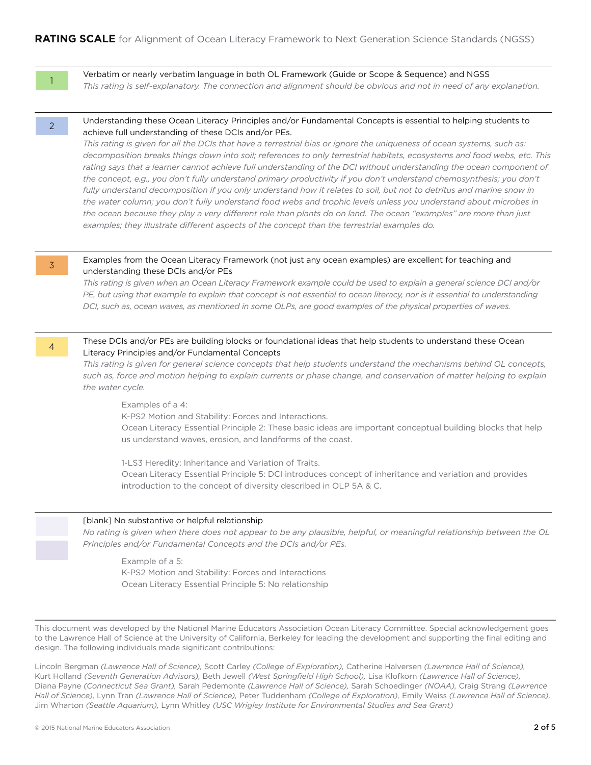# **RATING SCALE** for Alignment of Ocean Literacy Framework to Next Generation Science Standards (NGSS)

**1**

Verbatim or nearly verbatim language in both OL Framework (Guide or Scope & Sequence) and NGSS

*This rating is self-explanatory. The connection and alignment should be obvious and not in need of any explanation.*

**2**

Understanding these Ocean Literacy Principles and/or Fundamental Concepts is essential to helping students to achieve full understanding of these DCIs and/or PEs.

*This rating is given for all the DCIs that have a terrestrial bias or ignore the uniqueness of ocean systems, such as: decomposition breaks things down into soil; references to only terrestrial habitats, ecosystems and food webs, etc. This rating says that a learner cannot achieve full understanding of the DCI without understanding the ocean component of the concept, e.g., you don't fully understand primary productivity if you don't understand chemosynthesis; you don't fully understand decomposition if you only understand how it relates to soil, but not to detritus and marine snow in the water column; you don't fully understand food webs and trophic levels unless you understand about microbes in the ocean because they play a very different role than plants do on land. The ocean "examples" are more than just examples; they illustrate different aspects of the concept than the terrestrial examples do.*

**3**

Examples from the Ocean Literacy Framework (not just any ocean examples) are excellent for teaching and understanding these DCIs and/or PEs

*This rating is given when an Ocean Literacy Framework example could be used to explain a general science DCI and/or PE, but using that example to explain that concept is not essential to ocean literacy, nor is it essential to understanding DCI, such as, ocean waves, as mentioned in some OLPs, are good examples of the physical properties of waves.*

**4**

These DCIs and/or PEs are building blocks or foundational ideas that help students to understand these Ocean Literacy Principles and/or Fundamental Concepts

*This rating is given for general science concepts that help students understand the mechanisms behind OL concepts, such as, force and motion helping to explain currents or phase change, and conservation of matter helping to explain the water cycle.*

Examples of a 4:
K-PS2 Motion and Stability: Forces and Interactions.
Ocean Literacy Essential Principle 2: These basic ideas are important conceptual building blocks that help us understand waves, erosion, and landforms of the coast.

1-LS3 Heredity: Inheritance and Variation of Traits.
Ocean Literacy Essential Principle 5: DCI introduces concept of inheritance and variation and provides introduction to the concept of diversity described in OLP 5A & C.

[blank] No substantive or helpful relationship

*No rating is given when there does not appear to be any plausible, helpful, or meaningful relationship between the OL Principles and/or Fundamental Concepts and the DCIs and/or PEs.*

Example of a 5:
K-PS2 Motion and Stability: Forces and Interactions
Ocean Literacy Essential Principle 5: No relationship

---

This document was developed by the National Marine Educators Association Ocean Literacy Committee. Special acknowledgement goes to the Lawrence Hall of Science at the University of California, Berkeley for leading the development and supporting the final editing and design. The following individuals made significant contributions:

Lincoln Bergman *(Lawrence Hall of Science),* Scott Carley *(College of Exploration),* Catherine Halversen *(Lawrence Hall of Science),* Kurt Holland *(Seventh Generation Advisors),* Beth Jewell *(West Springfield High School),* Lisa Klofkorn *(Lawrence Hall of Science),* Diana Payne *(Connecticut Sea Grant),* Sarah Pedemonte *(Lawrence Hall of Science),* Sarah Schoedinger *(NOAA),* Craig Strang *(Lawrence Hall of Science),* Lynn Tran *(Lawrence Hall of Science),* Peter Tuddenham *(College of Exploration),* Emily Weiss *(Lawrence Hall of Science),* Jim Wharton *(Seattle Aquarium),* Lynn Whitley *(USC Wrigley Institute for Environmental Studies and Sea Grant)*

© 2015 National Marine Educators Association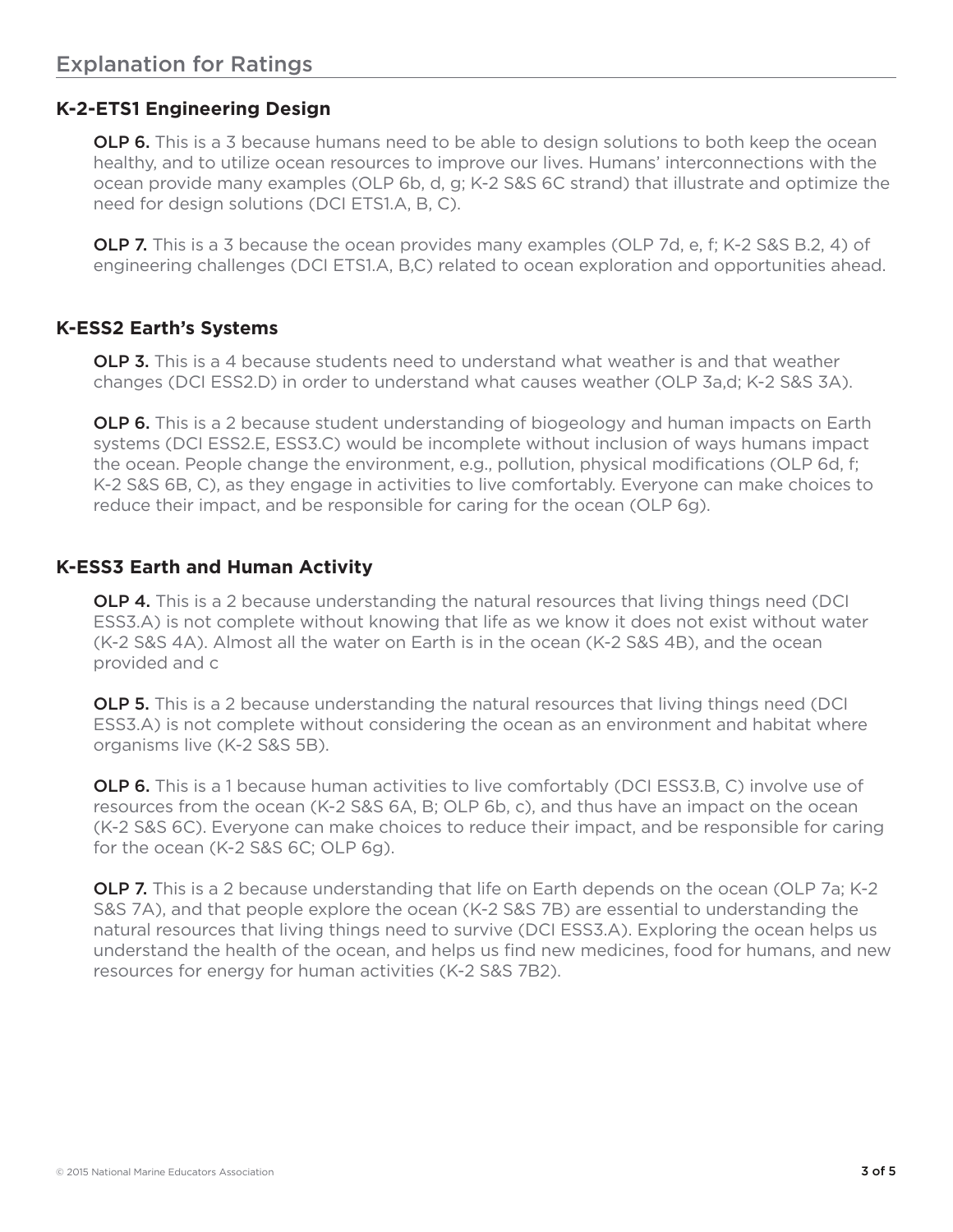## Explanation for Ratings

### K-2-ETS1 Engineering Design

**OLP 6.** This is a 3 because humans need to be able to design solutions to both keep the ocean healthy, and to utilize ocean resources to improve our lives. Humans' interconnections with the ocean provide many examples (OLP 6b, d, g; K-2 S&S 6C strand) that illustrate and optimize the need for design solutions (DCI ETS1.A, B, C).

**OLP 7.** This is a 3 because the ocean provides many examples (OLP 7d, e, f; K-2 S&S B.2, 4) of engineering challenges (DCI ETS1.A, B,C) related to ocean exploration and opportunities ahead.

### K-ESS2 Earth's Systems

**OLP 3.** This is a 4 because students need to understand what weather is and that weather changes (DCI ESS2.D) in order to understand what causes weather (OLP 3a,d; K-2 S&S 3A).

**OLP 6.** This is a 2 because student understanding of biogeology and human impacts on Earth systems (DCI ESS2.E, ESS3.C) would be incomplete without inclusion of ways humans impact the ocean. People change the environment, e.g., pollution, physical modifications (OLP 6d, f; K-2 S&S 6B, C), as they engage in activities to live comfortably. Everyone can make choices to reduce their impact, and be responsible for caring for the ocean (OLP 6g).

### K-ESS3 Earth and Human Activity

**OLP 4.** This is a 2 because understanding the natural resources that living things need (DCI ESS3.A) is not complete without knowing that life as we know it does not exist without water (K-2 S&S 4A). Almost all the water on Earth is in the ocean (K-2 S&S 4B), and the ocean provided and c

**OLP 5.** This is a 2 because understanding the natural resources that living things need (DCI ESS3.A) is not complete without considering the ocean as an environment and habitat where organisms live (K-2 S&S 5B).

**OLP 6.** This is a 1 because human activities to live comfortably (DCI ESS3.B, C) involve use of resources from the ocean (K-2 S&S 6A, B; OLP 6b, c), and thus have an impact on the ocean (K-2 S&S 6C). Everyone can make choices to reduce their impact, and be responsible for caring for the ocean (K-2 S&S 6C; OLP 6g).

**OLP 7.** This is a 2 because understanding that life on Earth depends on the ocean (OLP 7a; K-2 S&S 7A), and that people explore the ocean (K-2 S&S 7B) are essential to understanding the natural resources that living things need to survive (DCI ESS3.A). Exploring the ocean helps us understand the health of the ocean, and helps us find new medicines, food for humans, and new resources for energy for human activities (K-2 S&S 7B2).

© 2015 National Marine Educators Association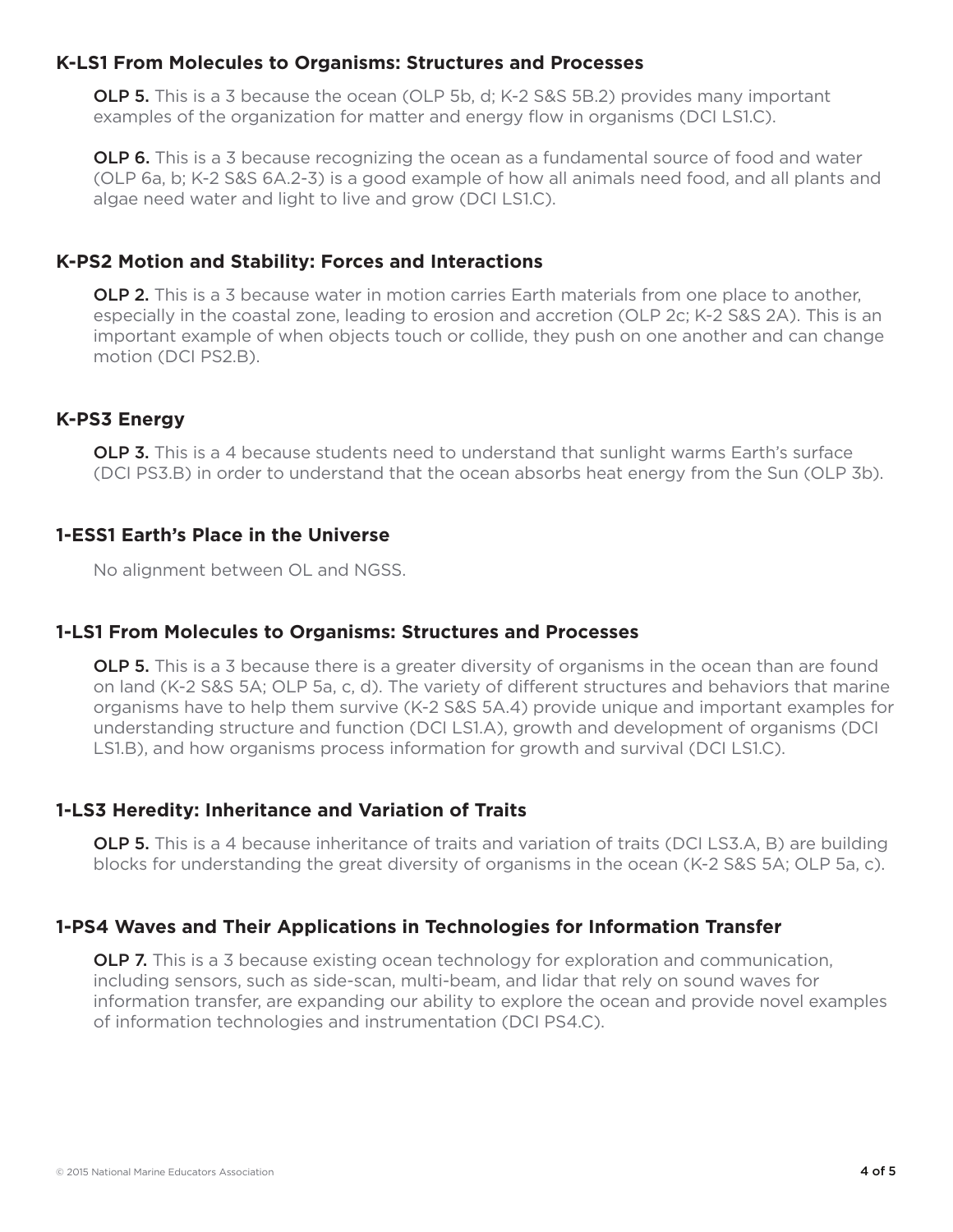### K-LS1 From Molecules to Organisms: Structures and Processes

**OLP 5.** This is a 3 because the ocean (OLP 5b, d; K-2 S&S 5B.2) provides many important examples of the organization for matter and energy flow in organisms (DCI LS1.C).

**OLP 6.** This is a 3 because recognizing the ocean as a fundamental source of food and water (OLP 6a, b; K-2 S&S 6A.2-3) is a good example of how all animals need food, and all plants and algae need water and light to live and grow (DCI LS1.C).

### K-PS2 Motion and Stability: Forces and Interactions

**OLP 2.** This is a 3 because water in motion carries Earth materials from one place to another, especially in the coastal zone, leading to erosion and accretion (OLP 2c; K-2 S&S 2A). This is an important example of when objects touch or collide, they push on one another and can change motion (DCI PS2.B).

### K-PS3 Energy

**OLP 3.** This is a 4 because students need to understand that sunlight warms Earth's surface (DCI PS3.B) in order to understand that the ocean absorbs heat energy from the Sun (OLP 3b).

### 1-ESS1 Earth's Place in the Universe

No alignment between OL and NGSS.

### 1-LS1 From Molecules to Organisms: Structures and Processes

**OLP 5.** This is a 3 because there is a greater diversity of organisms in the ocean than are found on land (K-2 S&S 5A; OLP 5a, c, d). The variety of different structures and behaviors that marine organisms have to help them survive (K-2 S&S 5A.4) provide unique and important examples for understanding structure and function (DCI LS1.A), growth and development of organisms (DCI LS1.B), and how organisms process information for growth and survival (DCI LS1.C).

### 1-LS3 Heredity: Inheritance and Variation of Traits

**OLP 5.** This is a 4 because inheritance of traits and variation of traits (DCI LS3.A, B) are building blocks for understanding the great diversity of organisms in the ocean (K-2 S&S 5A; OLP 5a, c).

### 1-PS4 Waves and Their Applications in Technologies for Information Transfer

**OLP 7.** This is a 3 because existing ocean technology for exploration and communication, including sensors, such as side-scan, multi-beam, and lidar that rely on sound waves for information transfer, are expanding our ability to explore the ocean and provide novel examples of information technologies and instrumentation (DCI PS4.C).

© 2015 National Marine Educators Association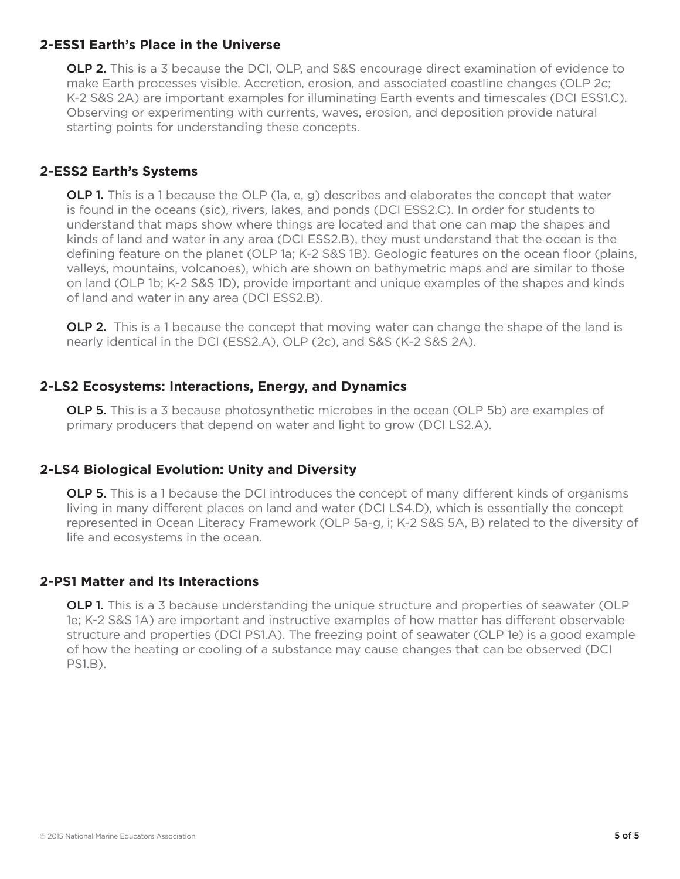### 2-ESS1 Earth's Place in the Universe

**OLP 2.** This is a 3 because the DCI, OLP, and S&S encourage direct examination of evidence to make Earth processes visible. Accretion, erosion, and associated coastline changes (OLP 2c; K-2 S&S 2A) are important examples for illuminating Earth events and timescales (DCI ESS1.C). Observing or experimenting with currents, waves, erosion, and deposition provide natural starting points for understanding these concepts.

### 2-ESS2 Earth's Systems

**OLP 1.** This is a 1 because the OLP (1a, e, g) describes and elaborates the concept that water is found in the oceans (sic), rivers, lakes, and ponds (DCI ESS2.C). In order for students to understand that maps show where things are located and that one can map the shapes and kinds of land and water in any area (DCI ESS2.B), they must understand that the ocean is the defining feature on the planet (OLP 1a; K-2 S&S 1B). Geologic features on the ocean floor (plains, valleys, mountains, volcanoes), which are shown on bathymetric maps and are similar to those on land (OLP 1b; K-2 S&S 1D), provide important and unique examples of the shapes and kinds of land and water in any area (DCI ESS2.B).

**OLP 2.** This is a 1 because the concept that moving water can change the shape of the land is nearly identical in the DCI (ESS2.A), OLP (2c), and S&S (K-2 S&S 2A).

### 2-LS2 Ecosystems: Interactions, Energy, and Dynamics

**OLP 5.** This is a 3 because photosynthetic microbes in the ocean (OLP 5b) are examples of primary producers that depend on water and light to grow (DCI LS2.A).

### 2-LS4 Biological Evolution: Unity and Diversity

**OLP 5.** This is a 1 because the DCI introduces the concept of many different kinds of organisms living in many different places on land and water (DCI LS4.D), which is essentially the concept represented in Ocean Literacy Framework (OLP 5a-g, i; K-2 S&S 5A, B) related to the diversity of life and ecosystems in the ocean.

### 2-PS1 Matter and Its Interactions

**OLP 1.** This is a 3 because understanding the unique structure and properties of seawater (OLP 1e; K-2 S&S 1A) are important and instructive examples of how matter has different observable structure and properties (DCI PS1.A). The freezing point of seawater (OLP 1e) is a good example of how the heating or cooling of a substance may cause changes that can be observed (DCI PS1.B).

© 2015 National Marine Educators Association